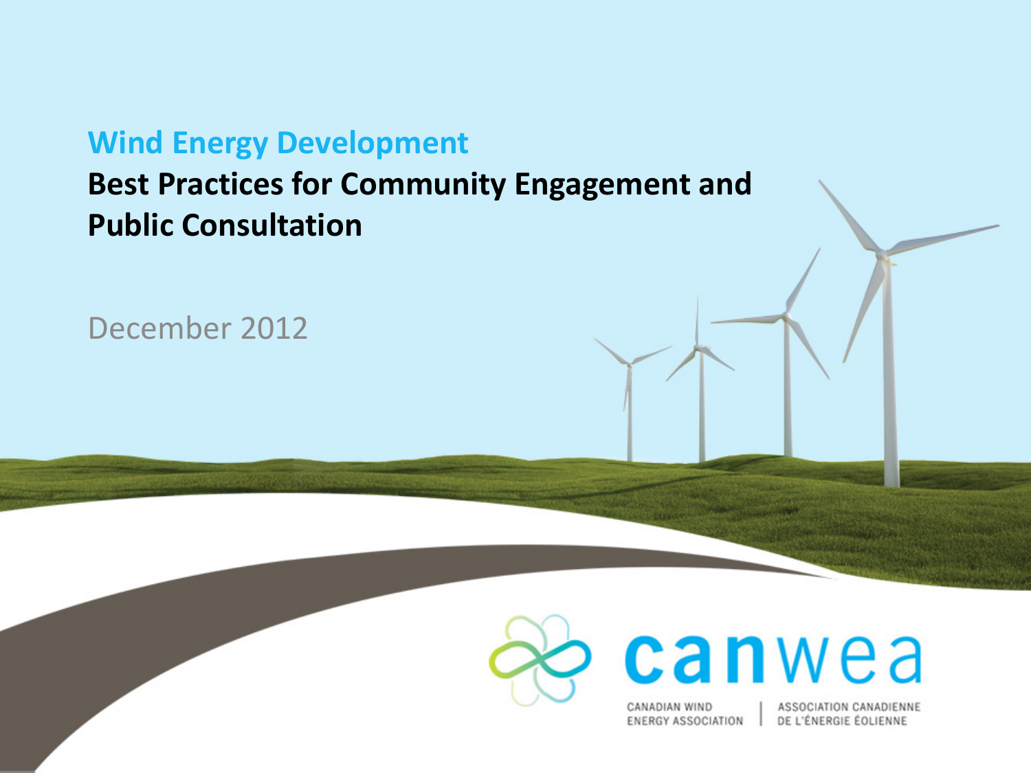# Wind Energy Development

## Best Practices for Community Engagement and Public Consultation

December 2012

canwea

CANADIAN WIND ENERGY ASSOCIATION | ASSOCIATION CANADIENNE DE L'ÉNERGIE ÉOLIENNE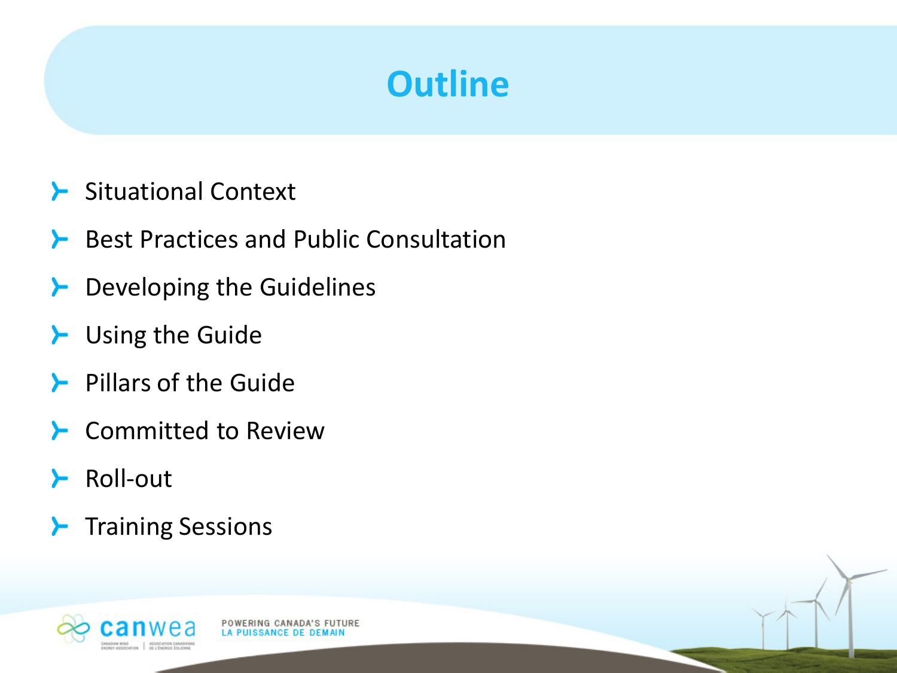# Outline

- Situational Context
- Best Practices and Public Consultation
- Developing the Guidelines
- Using the Guide
- Pillars of the Guide
- Committed to Review
- Roll-out
- Training Sessions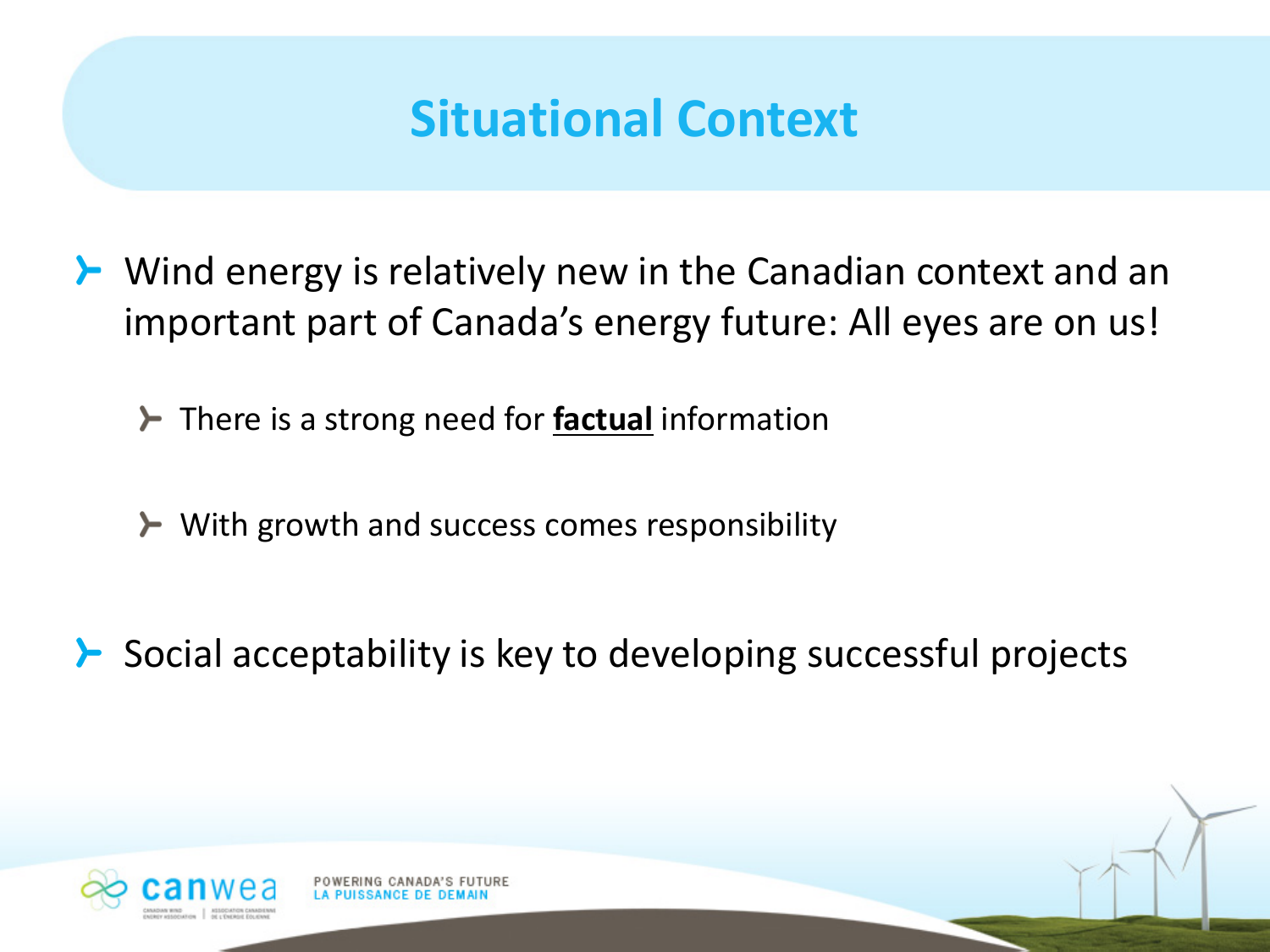# Situational Context

- Wind energy is relatively new in the Canadian context and an important part of Canada's energy future: All eyes are on us!
  - There is a strong need for **<u>factual</u>** information
  - With growth and success comes responsibility
- Social acceptability is key to developing successful projects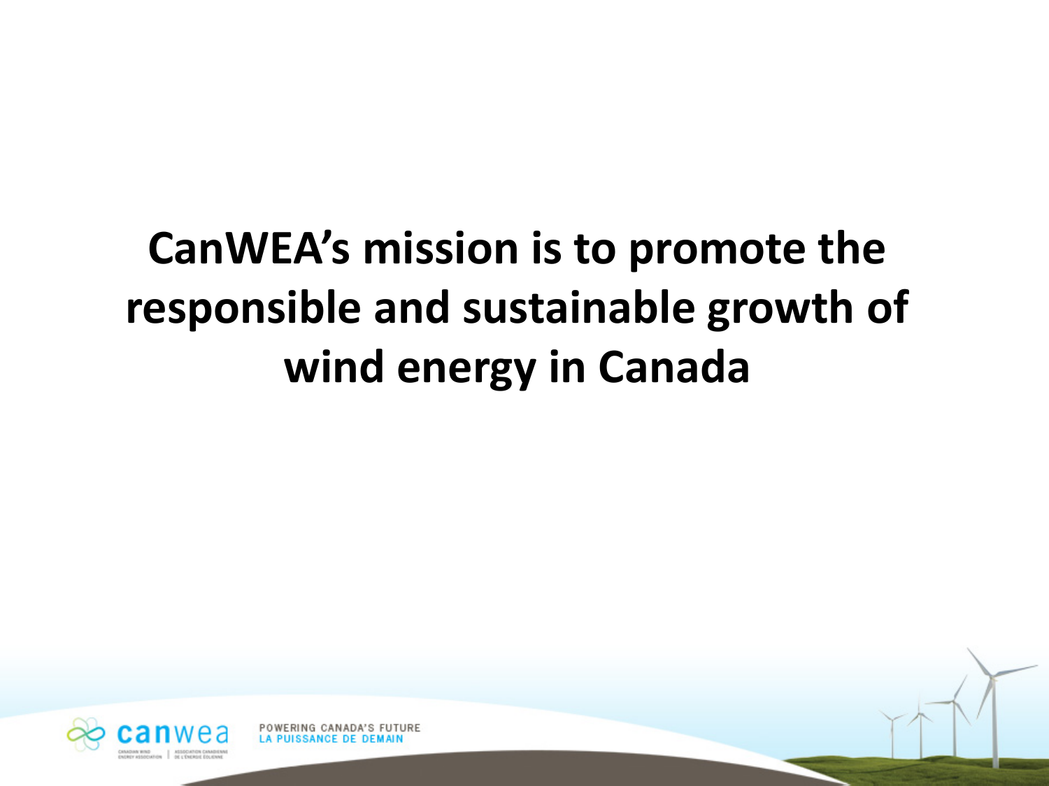**CanWEA's mission is to promote the responsible and sustainable growth of wind energy in Canada**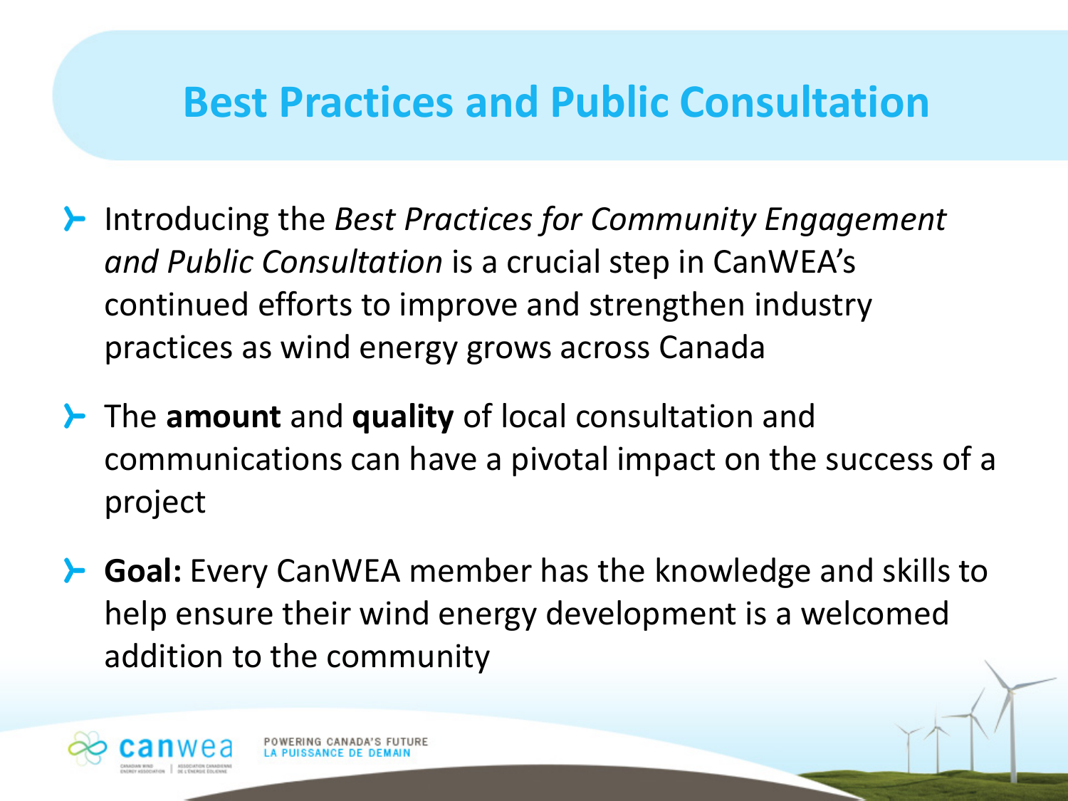# Best Practices and Public Consultation

- Introducing the *Best Practices for Community Engagement and Public Consultation* is a crucial step in CanWEA's continued efforts to improve and strengthen industry practices as wind energy grows across Canada
- The **amount** and **quality** of local consultation and communications can have a pivotal impact on the success of a project
- **Goal:** Every CanWEA member has the knowledge and skills to help ensure their wind energy development is a welcomed addition to the community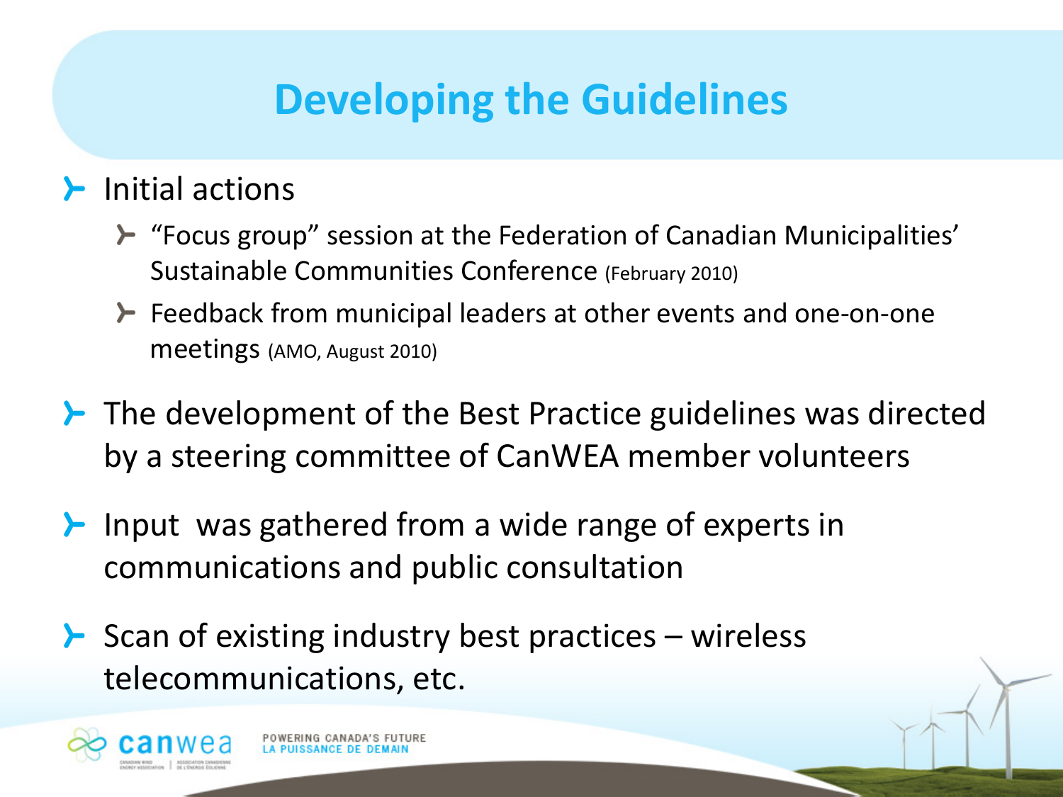# Developing the Guidelines

- Initial actions
  - "Focus group" session at the Federation of Canadian Municipalities' Sustainable Communities Conference (February 2010)
  - Feedback from municipal leaders at other events and one-on-one meetings (AMO, August 2010)
- The development of the Best Practice guidelines was directed by a steering committee of CanWEA member volunteers
- Input was gathered from a wide range of experts in communications and public consultation
- Scan of existing industry best practices – wireless telecommunications, etc.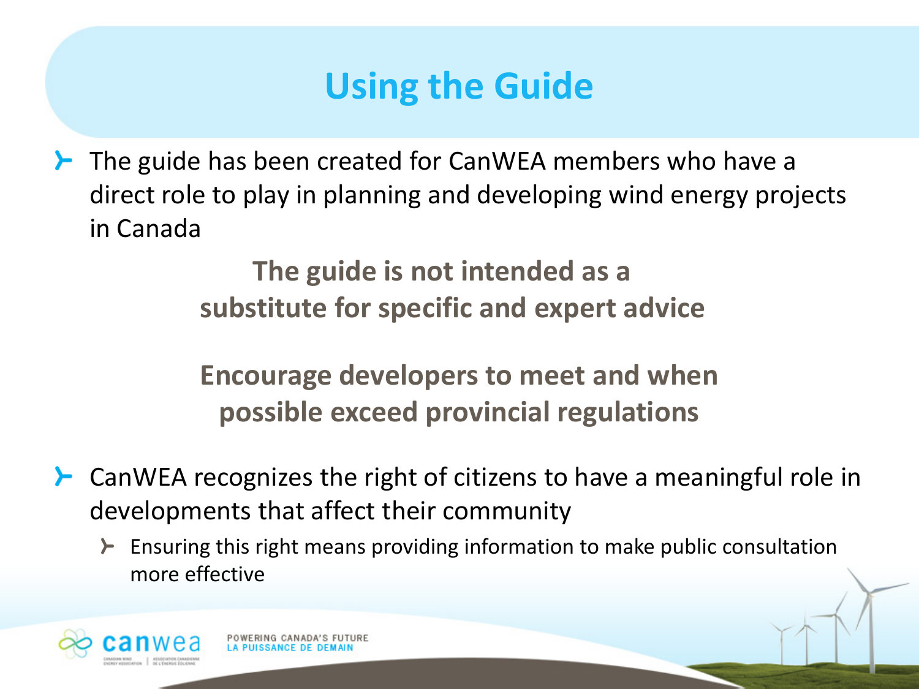# Using the Guide

- The guide has been created for CanWEA members who have a direct role to play in planning and developing wind energy projects in Canada

**The guide is not intended as a substitute for specific and expert advice**

**Encourage developers to meet and when possible exceed provincial regulations**

- CanWEA recognizes the right of citizens to have a meaningful role in developments that affect their community
  - Ensuring this right means providing information to make public consultation more effective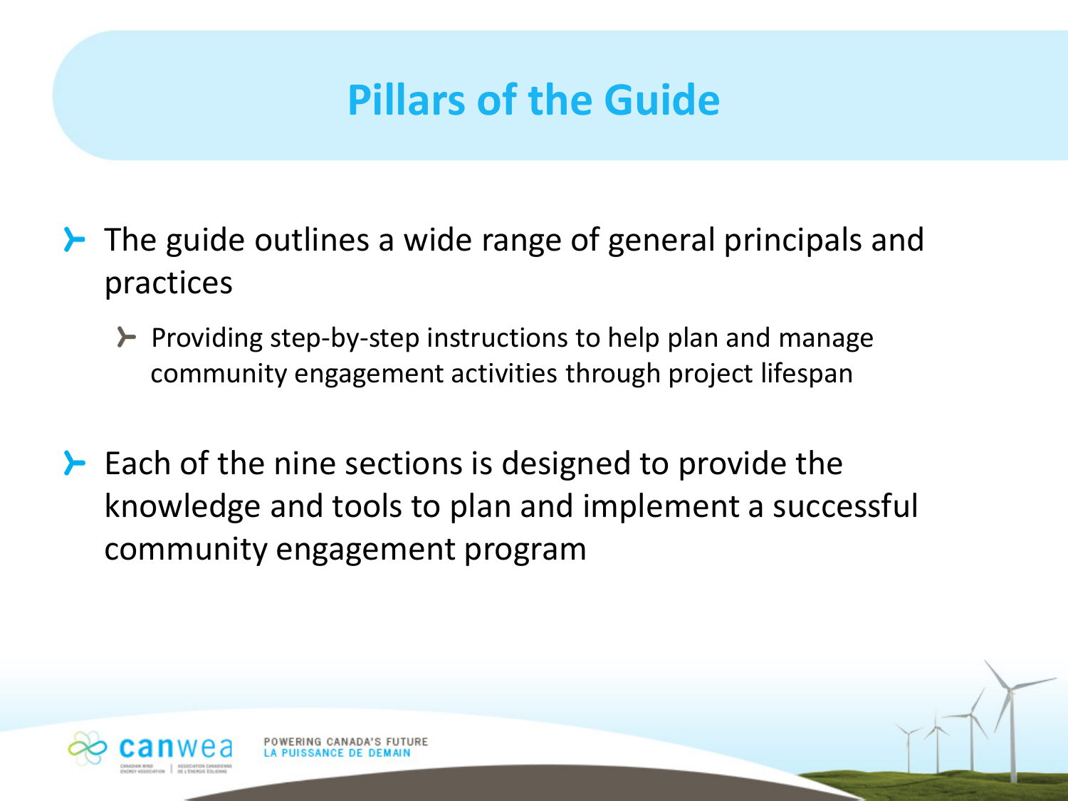# Pillars of the Guide

- The guide outlines a wide range of general principals and practices
  - Providing step-by-step instructions to help plan and manage community engagement activities through project lifespan
- Each of the nine sections is designed to provide the knowledge and tools to plan and implement a successful community engagement program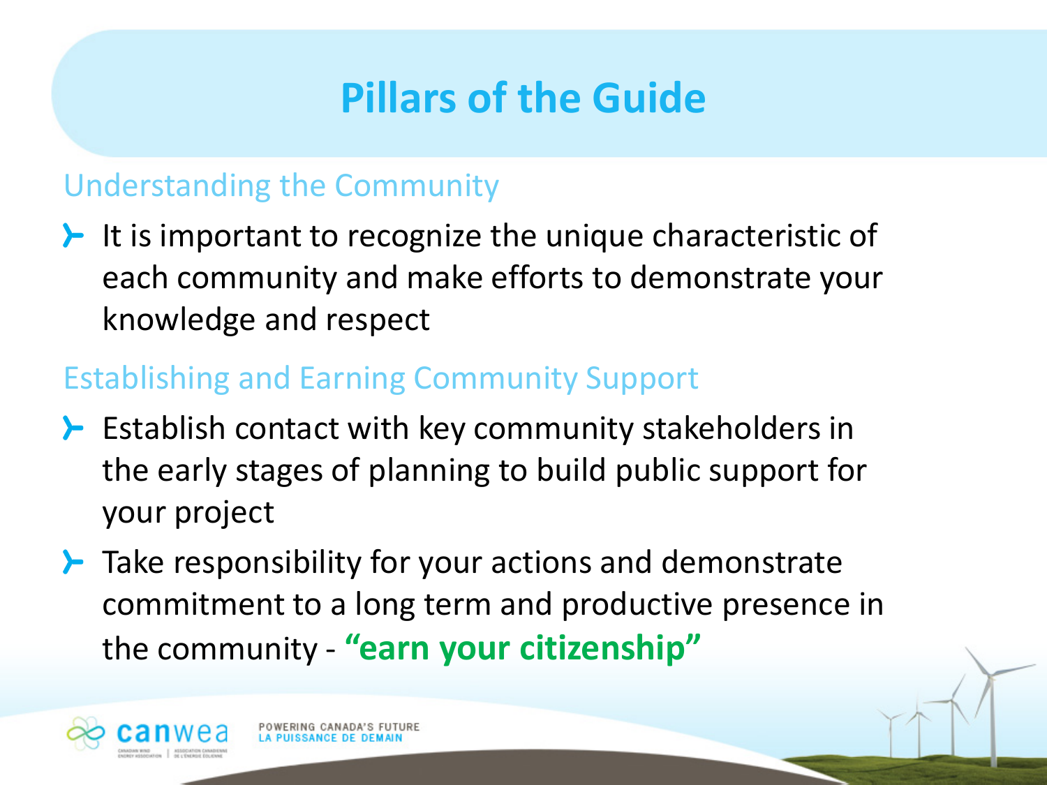# Pillars of the Guide

## Understanding the Community

- It is important to recognize the unique characteristic of each community and make efforts to demonstrate your knowledge and respect

## Establishing and Earning Community Support

- Establish contact with key community stakeholders in the early stages of planning to build public support for your project
- Take responsibility for your actions and demonstrate commitment to a long term and productive presence in the community - **"earn your citizenship"**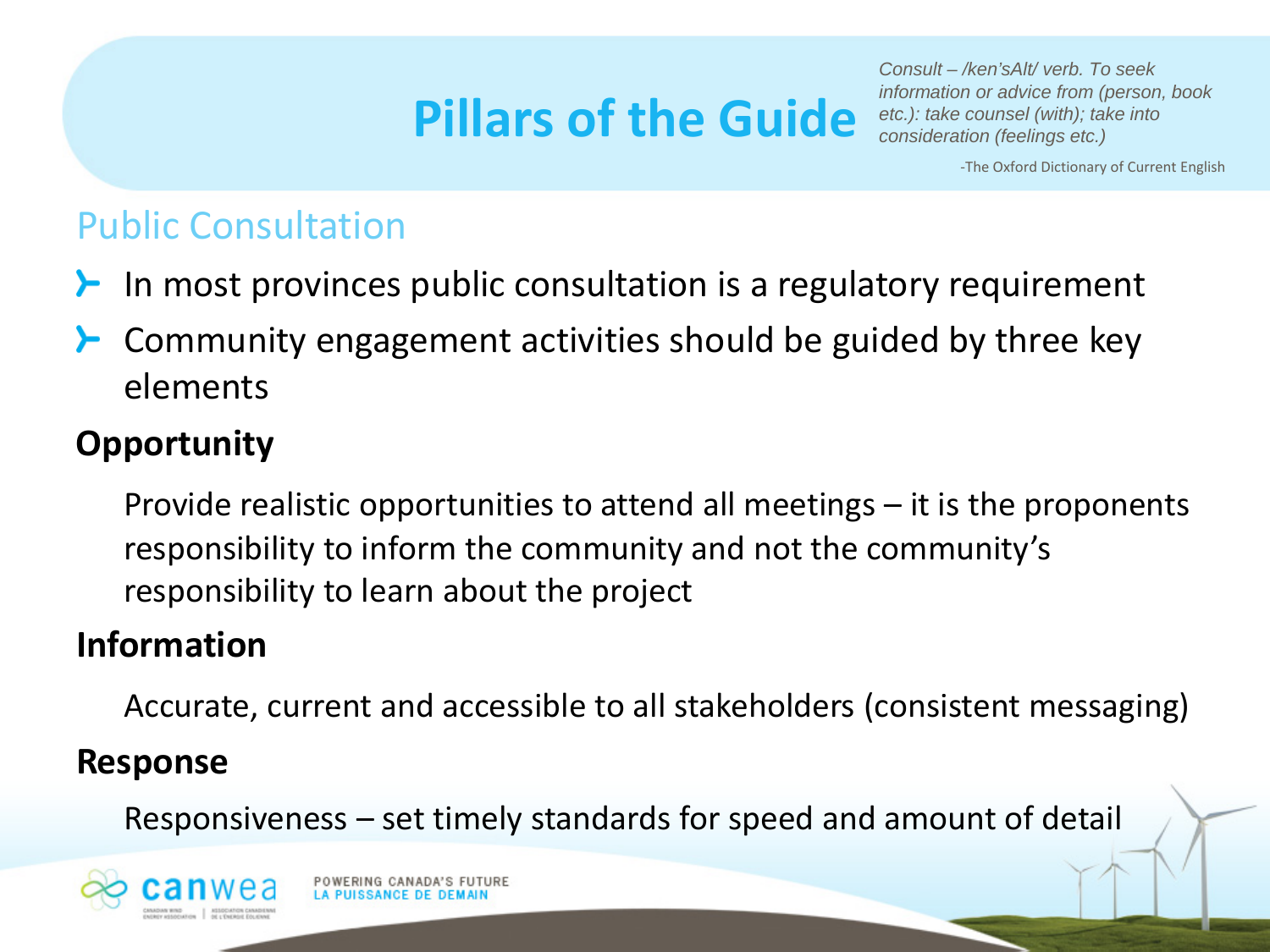# Pillars of the Guide

*Consult – /ken'sAlt/ verb. To seek information or advice from (person, book etc.): take counsel (with); take into consideration (feelings etc.)*

-The Oxford Dictionary of Current English

## Public Consultation

- In most provinces public consultation is a regulatory requirement
- Community engagement activities should be guided by three key elements

**Opportunity**

Provide realistic opportunities to attend all meetings – it is the proponents responsibility to inform the community and not the community's responsibility to learn about the project

**Information**

Accurate, current and accessible to all stakeholders (consistent messaging)

**Response**

Responsiveness – set timely standards for speed and amount of detail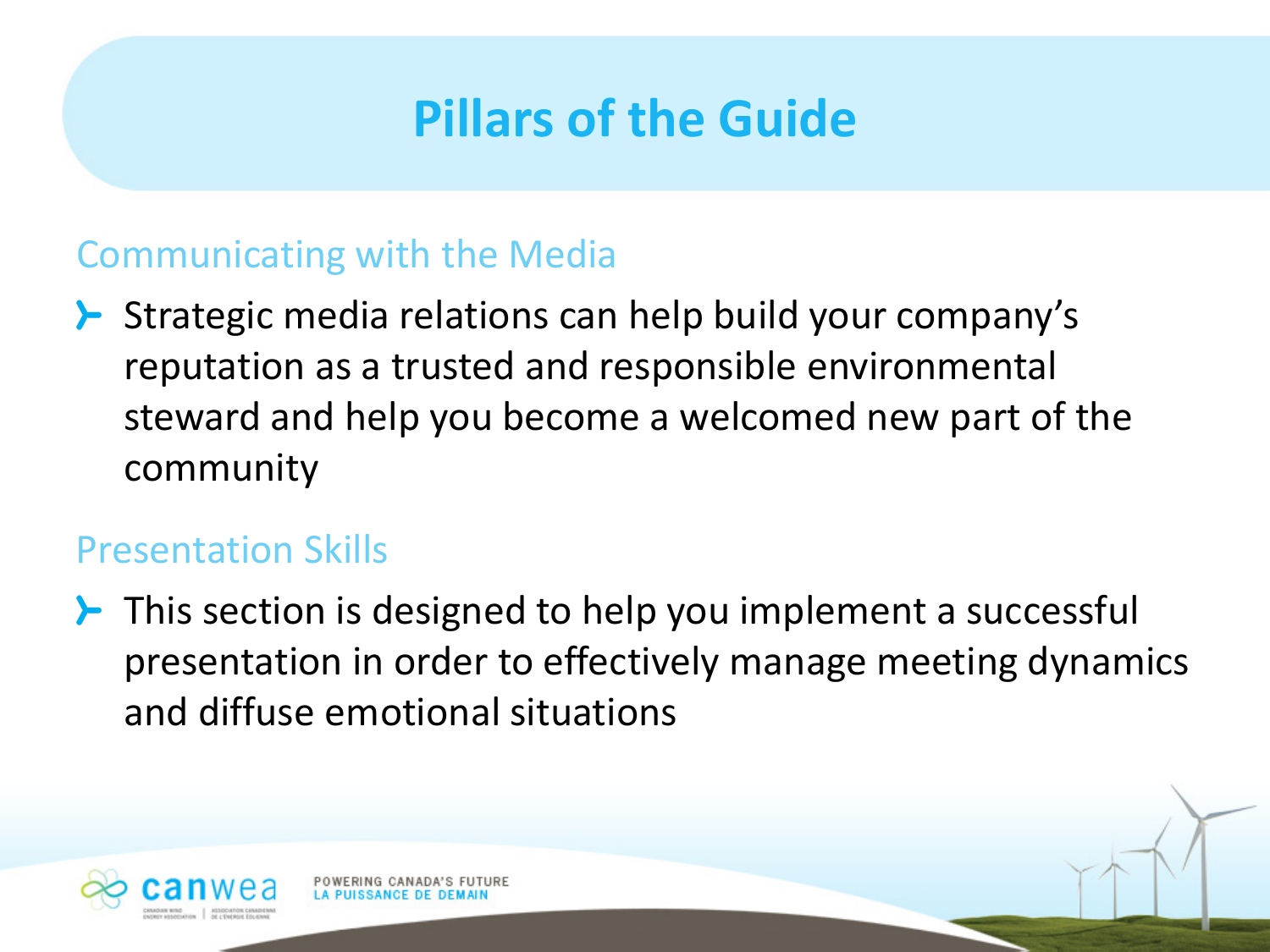# Pillars of the Guide

## Communicating with the Media

- Strategic media relations can help build your company's reputation as a trusted and responsible environmental steward and help you become a welcomed new part of the community

## Presentation Skills

- This section is designed to help you implement a successful presentation in order to effectively manage meeting dynamics and diffuse emotional situations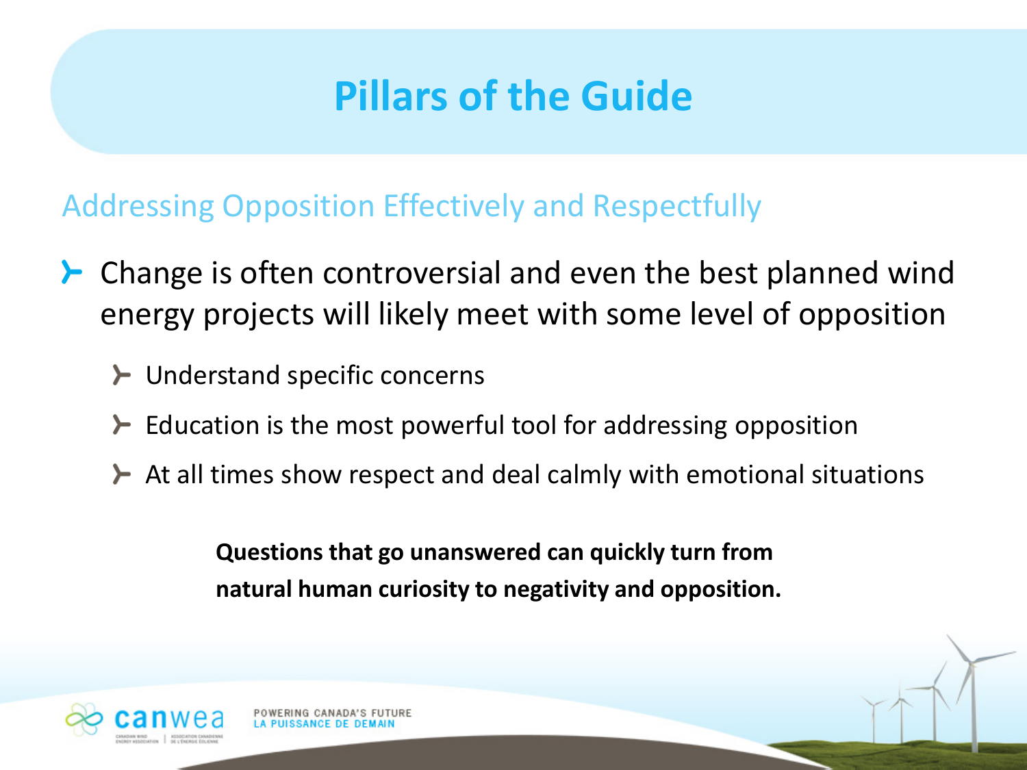# Pillars of the Guide

## Addressing Opposition Effectively and Respectfully

- Change is often controversial and even the best planned wind energy projects will likely meet with some level of opposition
  - Understand specific concerns
  - Education is the most powerful tool for addressing opposition
  - At all times show respect and deal calmly with emotional situations

**Questions that go unanswered can quickly turn from natural human curiosity to negativity and opposition.**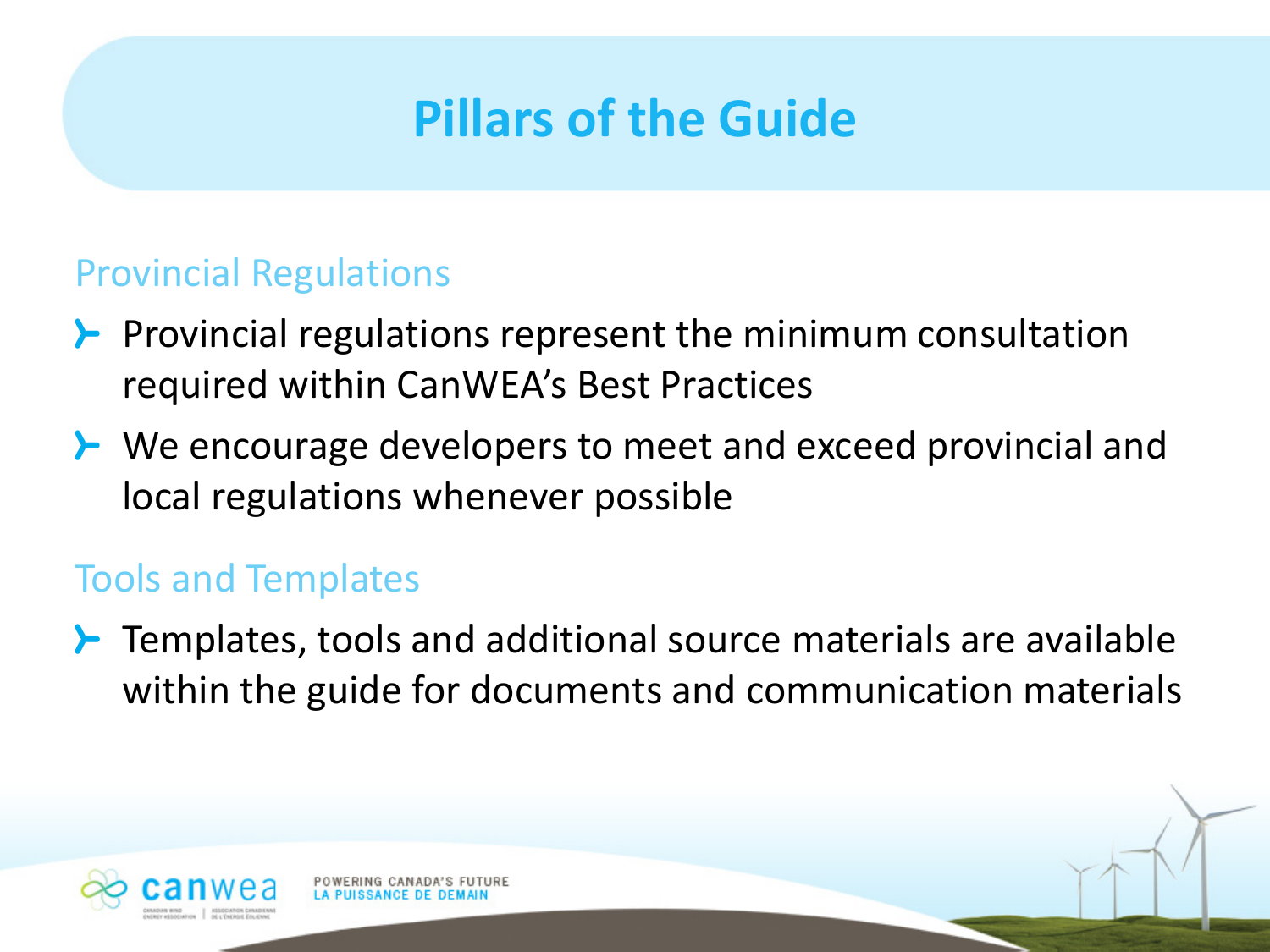# Pillars of the Guide

## Provincial Regulations

- Provincial regulations represent the minimum consultation required within CanWEA's Best Practices
- We encourage developers to meet and exceed provincial and local regulations whenever possible

## Tools and Templates

- Templates, tools and additional source materials are available within the guide for documents and communication materials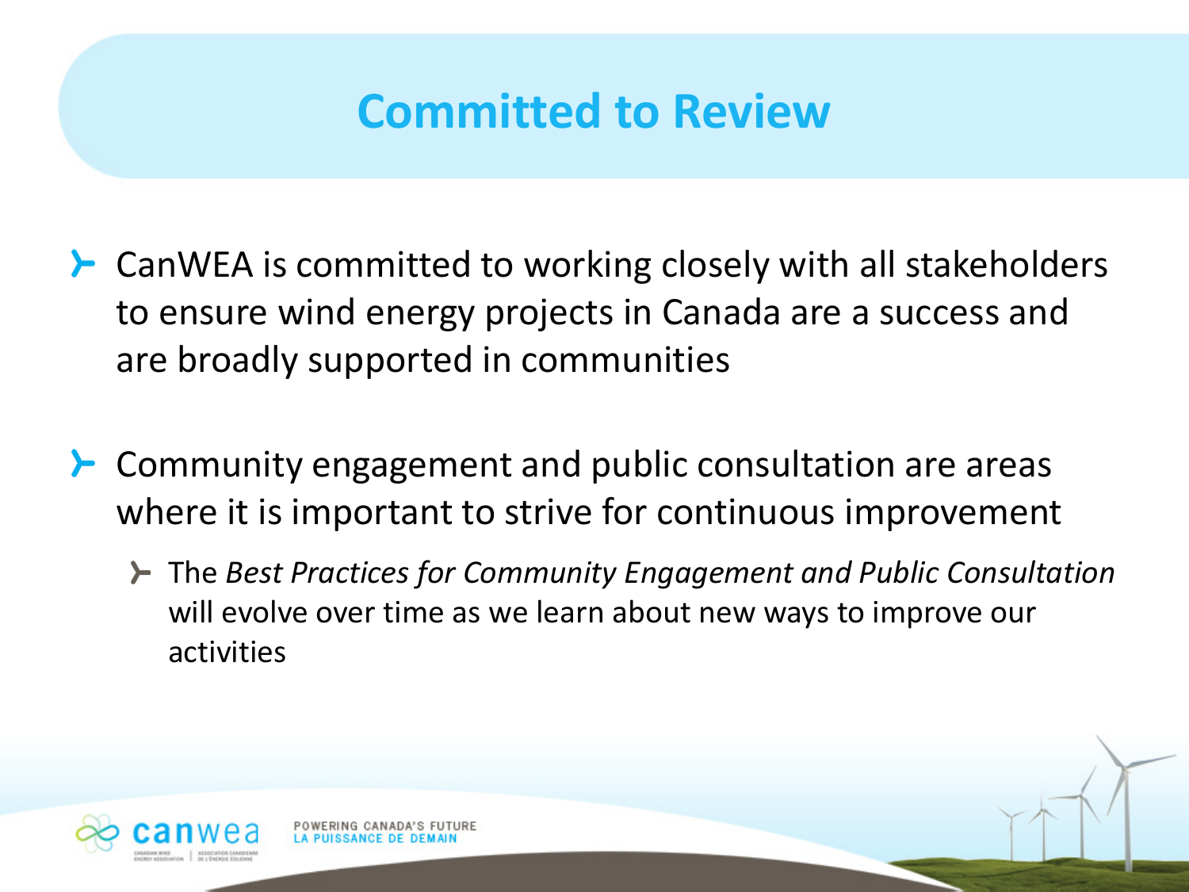# Committed to Review

- CanWEA is committed to working closely with all stakeholders to ensure wind energy projects in Canada are a success and are broadly supported in communities
- Community engagement and public consultation are areas where it is important to strive for continuous improvement
  - The *Best Practices for Community Engagement and Public Consultation* will evolve over time as we learn about new ways to improve our activities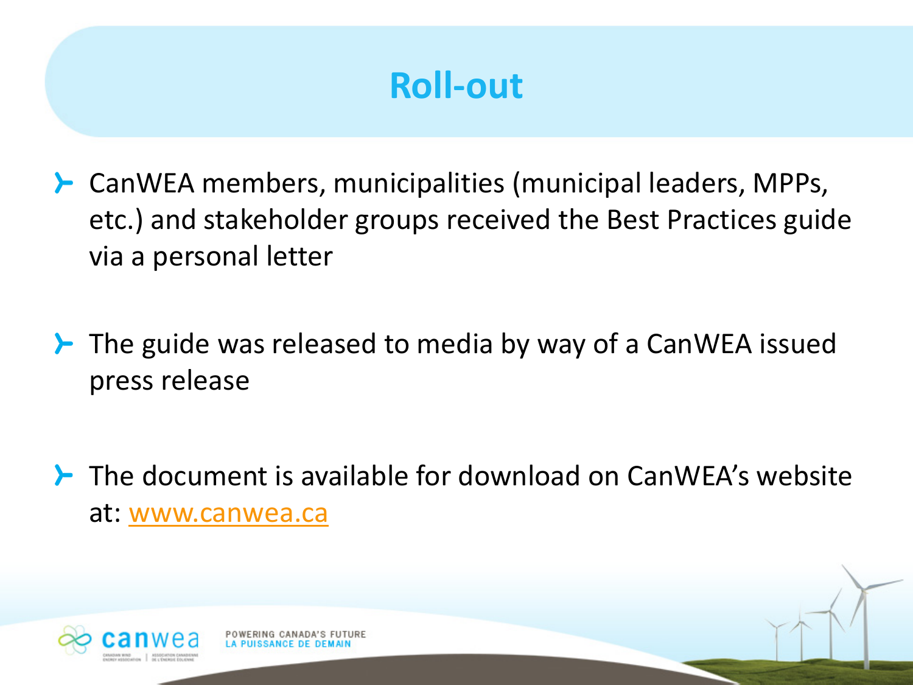# Roll-out

- CanWEA members, municipalities (municipal leaders, MPPs, etc.) and stakeholder groups received the Best Practices guide via a personal letter

- The guide was released to media by way of a CanWEA issued press release

- The document is available for download on CanWEA's website at: www.canwea.ca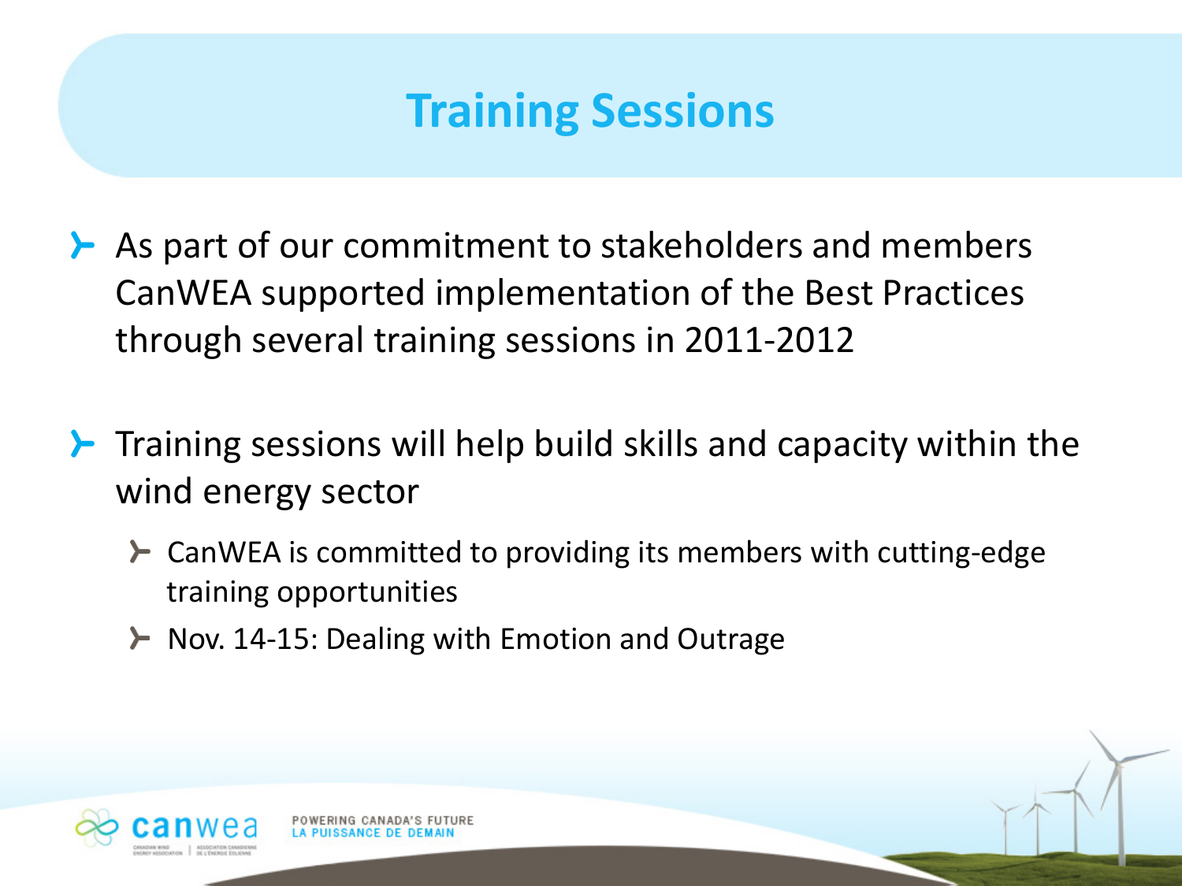# Training Sessions

- As part of our commitment to stakeholders and members CanWEA supported implementation of the Best Practices through several training sessions in 2011-2012
- Training sessions will help build skills and capacity within the wind energy sector
  - CanWEA is committed to providing its members with cutting-edge training opportunities
  - Nov. 14-15: Dealing with Emotion and Outrage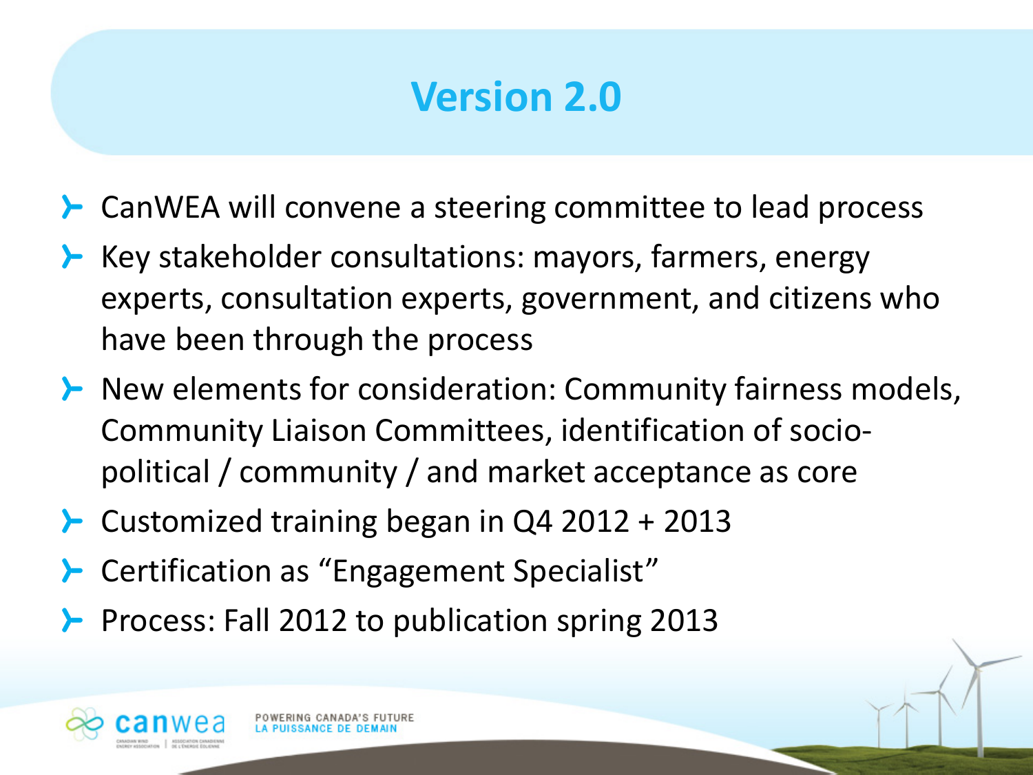# Version 2.0

- CanWEA will convene a steering committee to lead process
- Key stakeholder consultations: mayors, farmers, energy experts, consultation experts, government, and citizens who have been through the process
- New elements for consideration: Community fairness models, Community Liaison Committees, identification of socio-political / community / and market acceptance as core
- Customized training began in Q4 2012 + 2013
- Certification as “Engagement Specialist”
- Process: Fall 2012 to publication spring 2013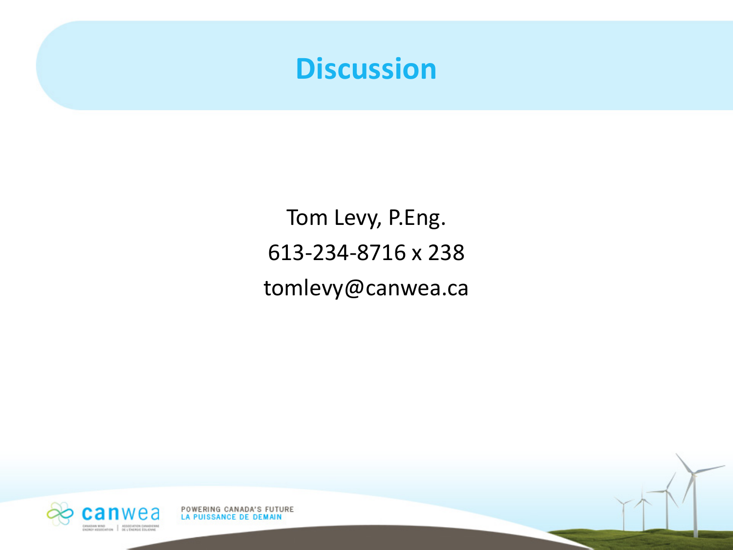# Discussion

Tom Levy, P.Eng.

613-234-8716 x 238

tomlevy@canwea.ca